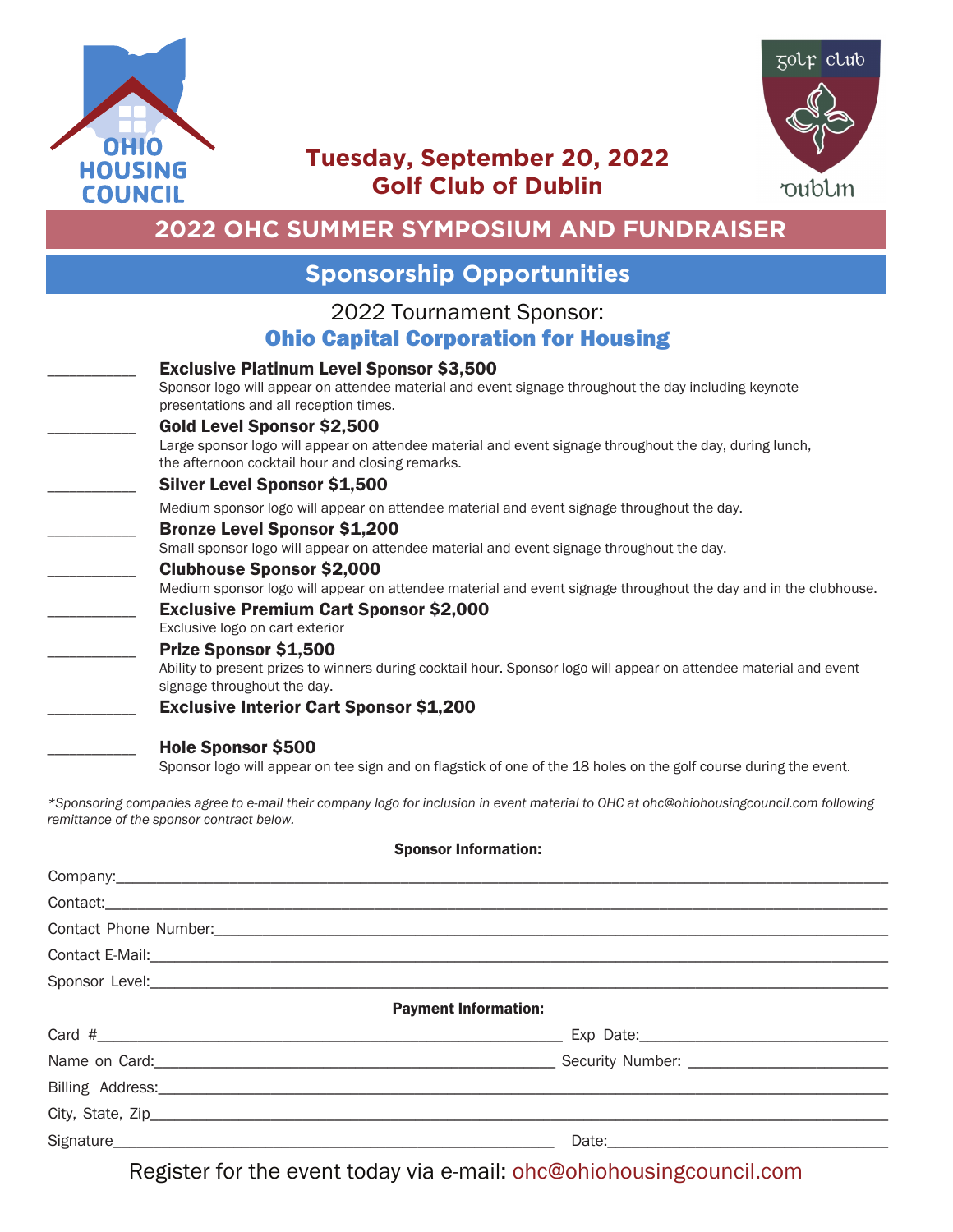OHIO HOUSING COUNCIL

**Tuesday, September 20, 2022**
**Golf Club of Dublin**

golf club Dublin

# 2022 OHC SUMMER SYMPOSIUM AND FUNDRAISER

## Sponsorship Opportunities

2022 Tournament Sponsor:
**Ohio Capital Corporation for Housing**

__________ **Exclusive Platinum Level Sponsor $3,500**
Sponsor logo will appear on attendee material and event signage throughout the day including keynote presentations and all reception times.

__________ **Gold Level Sponsor $2,500**
Large sponsor logo will appear on attendee material and event signage throughout the day, during lunch, the afternoon cocktail hour and closing remarks.

__________ **Silver Level Sponsor $1,500**
Medium sponsor logo will appear on attendee material and event signage throughout the day.

__________ **Bronze Level Sponsor $1,200**
Small sponsor logo will appear on attendee material and event signage throughout the day.

__________ **Clubhouse Sponsor $2,000**
Medium sponsor logo will appear on attendee material and event signage throughout the day and in the clubhouse.

__________ **Exclusive Premium Cart Sponsor $2,000**
Exclusive logo on cart exterior

__________ **Prize Sponsor $1,500**
Ability to present prizes to winners during cocktail hour. Sponsor logo will appear on attendee material and event signage throughout the day.

__________ **Exclusive Interior Cart Sponsor $1,200**

__________ **Hole Sponsor $500**
Sponsor logo will appear on tee sign and on flagstick of one of the 18 holes on the golf course during the event.

*\*Sponsoring companies agree to e-mail their company logo for inclusion in event material to OHC at ohc@ohiohousingcouncil.com following remittance of the sponsor contract below.*

**Sponsor Information:**

Company:______________________________________________

Contact:______________________________________________

Contact Phone Number:______________________________________________

Contact E-Mail:______________________________________________

Sponsor Level:______________________________________________

**Payment Information:**

Card #______________________________ Exp Date:____________________

Name on Card:______________________________ Security Number: ____________________

Billing Address:______________________________________________

City, State, Zip______________________________________________

Signature______________________________ Date:____________________

Register for the event today via e-mail: ohc@ohiohousingcouncil.com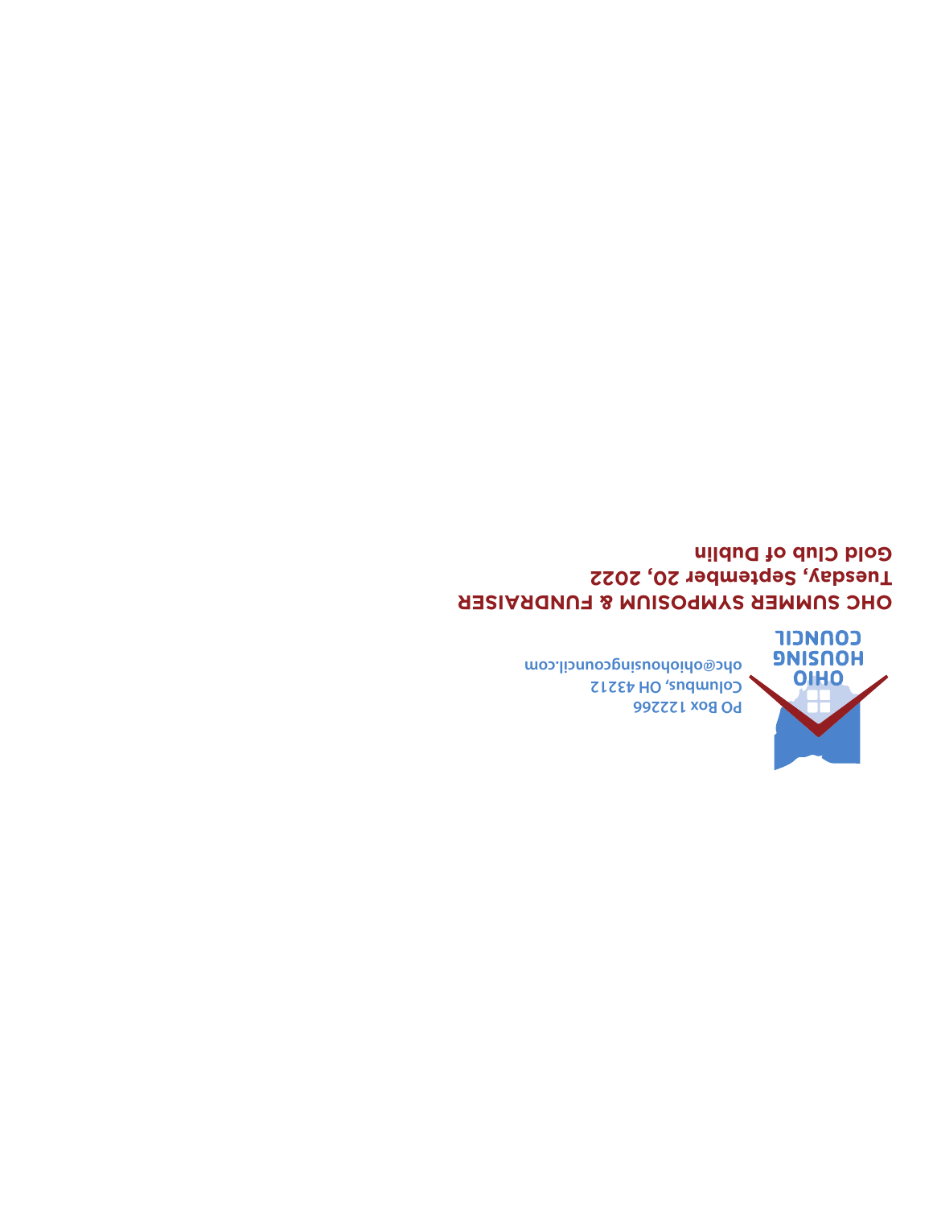OHIO HOUSING COUNCIL

PO Box 122266
Columbus, OH 43212
ohc@ohiohousingcouncil.com

**OHC SUMMER SYMPOSIUM & FUNDRAISER**
**Tuesday, September 20, 2022**
**Gold Club of Dublin**